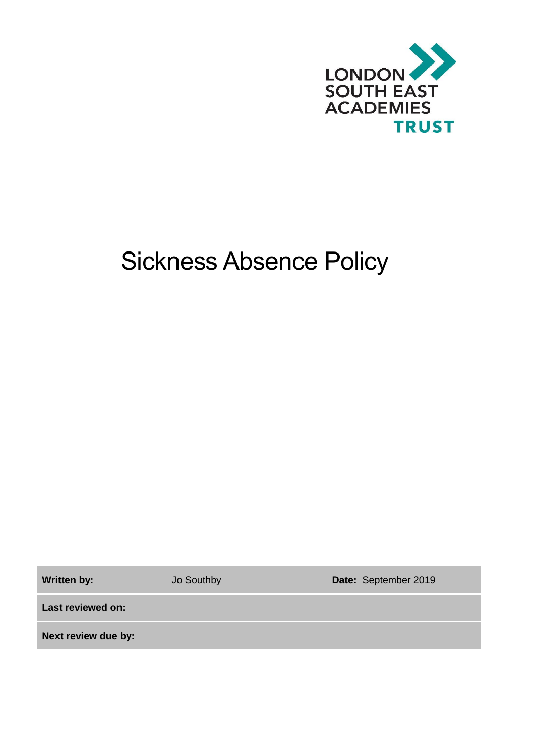LONDON SOUTH EAST ACADEMIES TRUST

# Sickness Absence Policy

| **Written by:** | Jo Southby | **Date:** September 2019 |
|---|---|---|
| **Last reviewed on:** | | |
| **Next review due by:** | | |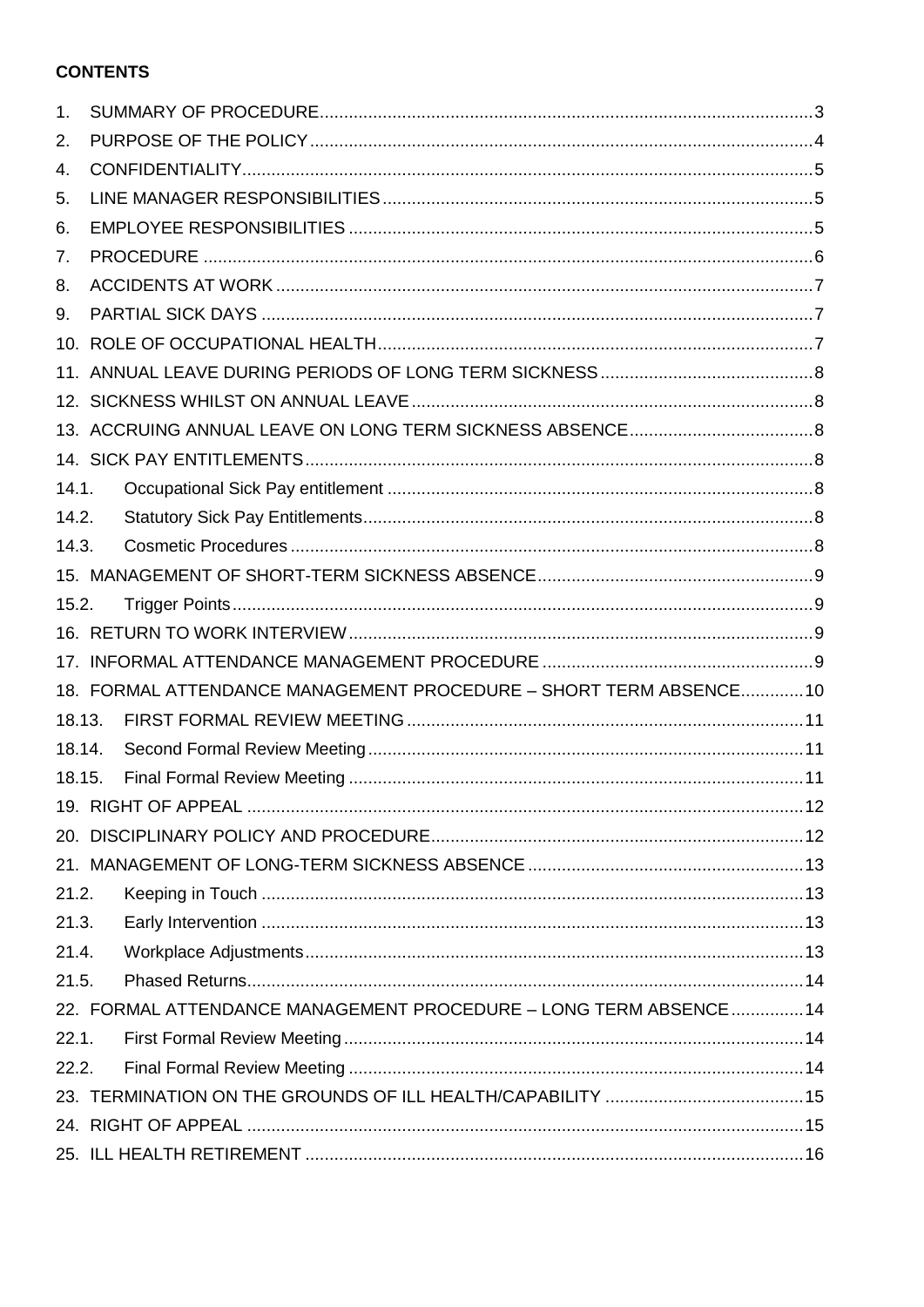**CONTENTS**

1. SUMMARY OF PROCEDURE ..... 3
2. PURPOSE OF THE POLICY ..... 4
4. CONFIDENTIALITY ..... 5
5. LINE MANAGER RESPONSIBILITIES ..... 5
6. EMPLOYEE RESPONSIBILITIES ..... 5
7. PROCEDURE ..... 6
8. ACCIDENTS AT WORK ..... 7
9. PARTIAL SICK DAYS ..... 7
10. ROLE OF OCCUPATIONAL HEALTH ..... 7
11. ANNUAL LEAVE DURING PERIODS OF LONG TERM SICKNESS ..... 8
12. SICKNESS WHILST ON ANNUAL LEAVE ..... 8
13. ACCRUING ANNUAL LEAVE ON LONG TERM SICKNESS ABSENCE ..... 8
14. SICK PAY ENTITLEMENTS ..... 8
14.1. Occupational Sick Pay entitlement ..... 8
14.2. Statutory Sick Pay Entitlements ..... 8
14.3. Cosmetic Procedures ..... 8
15. MANAGEMENT OF SHORT-TERM SICKNESS ABSENCE ..... 9
15.2. Trigger Points ..... 9
16. RETURN TO WORK INTERVIEW ..... 9
17. INFORMAL ATTENDANCE MANAGEMENT PROCEDURE ..... 9
18. FORMAL ATTENDANCE MANAGEMENT PROCEDURE – SHORT TERM ABSENCE ..... 10
18.13. FIRST FORMAL REVIEW MEETING ..... 11
18.14. Second Formal Review Meeting ..... 11
18.15. Final Formal Review Meeting ..... 11
19. RIGHT OF APPEAL ..... 12
20. DISCIPLINARY POLICY AND PROCEDURE ..... 12
21. MANAGEMENT OF LONG-TERM SICKNESS ABSENCE ..... 13
21.2. Keeping in Touch ..... 13
21.3. Early Intervention ..... 13
21.4. Workplace Adjustments ..... 13
21.5. Phased Returns ..... 14
22. FORMAL ATTENDANCE MANAGEMENT PROCEDURE – LONG TERM ABSENCE ..... 14
22.1. First Formal Review Meeting ..... 14
22.2. Final Formal Review Meeting ..... 14
23. TERMINATION ON THE GROUNDS OF ILL HEALTH/CAPABILITY ..... 15
24. RIGHT OF APPEAL ..... 15
25. ILL HEALTH RETIREMENT ..... 16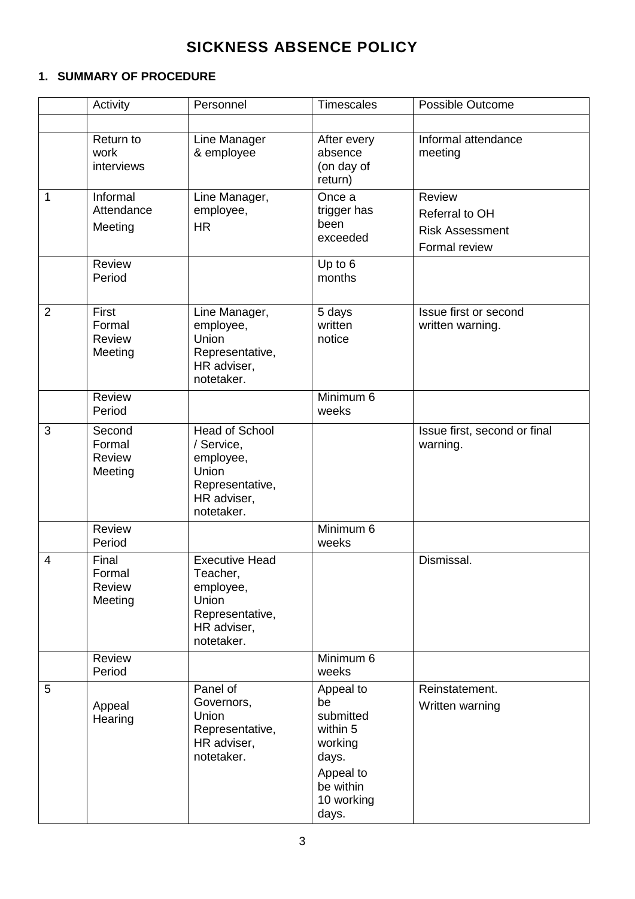# SICKNESS ABSENCE POLICY

## 1. SUMMARY OF PROCEDURE

| | Activity | Personnel | Timescales | Possible Outcome |
|---|---|---|---|---|
| | | | | |
| | Return to work interviews | Line Manager & employee | After every absence (on day of return) | Informal attendance meeting |
| 1 | Informal Attendance Meeting | Line Manager, employee, HR | Once a trigger has been exceeded | Review<br>Referral to OH<br>Risk Assessment<br>Formal review |
| | Review Period | | Up to 6 months | |
| 2 | First Formal Review Meeting | Line Manager, employee, Union Representative, HR adviser, notetaker. | 5 days written notice | Issue first or second written warning. |
| | Review Period | | Minimum 6 weeks | |
| 3 | Second Formal Review Meeting | Head of School / Service, employee, Union Representative, HR adviser, notetaker. | | Issue first, second or final warning. |
| | Review Period | | Minimum 6 weeks | |
| 4 | Final Formal Review Meeting | Executive Head Teacher, employee, Union Representative, HR adviser, notetaker. | | Dismissal. |
| | Review Period | | Minimum 6 weeks | |
| 5 | Appeal Hearing | Panel of Governors, Union Representative, HR adviser, notetaker. | Appeal to be submitted within 5 working days.<br>Appeal to be within 10 working days. | Reinstatement.<br>Written warning |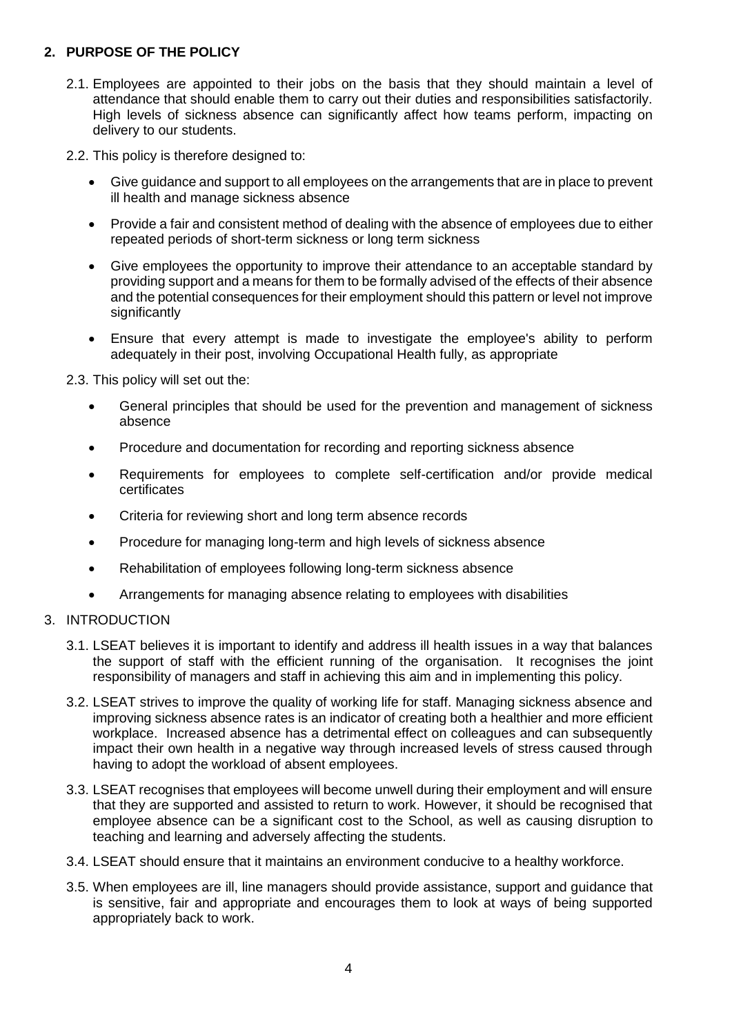## 2. PURPOSE OF THE POLICY

2.1. Employees are appointed to their jobs on the basis that they should maintain a level of attendance that should enable them to carry out their duties and responsibilities satisfactorily. High levels of sickness absence can significantly affect how teams perform, impacting on delivery to our students.

2.2. This policy is therefore designed to:

- Give guidance and support to all employees on the arrangements that are in place to prevent ill health and manage sickness absence
- Provide a fair and consistent method of dealing with the absence of employees due to either repeated periods of short-term sickness or long term sickness
- Give employees the opportunity to improve their attendance to an acceptable standard by providing support and a means for them to be formally advised of the effects of their absence and the potential consequences for their employment should this pattern or level not improve significantly
- Ensure that every attempt is made to investigate the employee's ability to perform adequately in their post, involving Occupational Health fully, as appropriate

2.3. This policy will set out the:

- General principles that should be used for the prevention and management of sickness absence
- Procedure and documentation for recording and reporting sickness absence
- Requirements for employees to complete self-certification and/or provide medical certificates
- Criteria for reviewing short and long term absence records
- Procedure for managing long-term and high levels of sickness absence
- Rehabilitation of employees following long-term sickness absence
- Arrangements for managing absence relating to employees with disabilities

## 3. INTRODUCTION

3.1. LSEAT believes it is important to identify and address ill health issues in a way that balances the support of staff with the efficient running of the organisation. It recognises the joint responsibility of managers and staff in achieving this aim and in implementing this policy.

3.2. LSEAT strives to improve the quality of working life for staff. Managing sickness absence and improving sickness absence rates is an indicator of creating both a healthier and more efficient workplace. Increased absence has a detrimental effect on colleagues and can subsequently impact their own health in a negative way through increased levels of stress caused through having to adopt the workload of absent employees.

3.3. LSEAT recognises that employees will become unwell during their employment and will ensure that they are supported and assisted to return to work. However, it should be recognised that employee absence can be a significant cost to the School, as well as causing disruption to teaching and learning and adversely affecting the students.

3.4. LSEAT should ensure that it maintains an environment conducive to a healthy workforce.

3.5. When employees are ill, line managers should provide assistance, support and guidance that is sensitive, fair and appropriate and encourages them to look at ways of being supported appropriately back to work.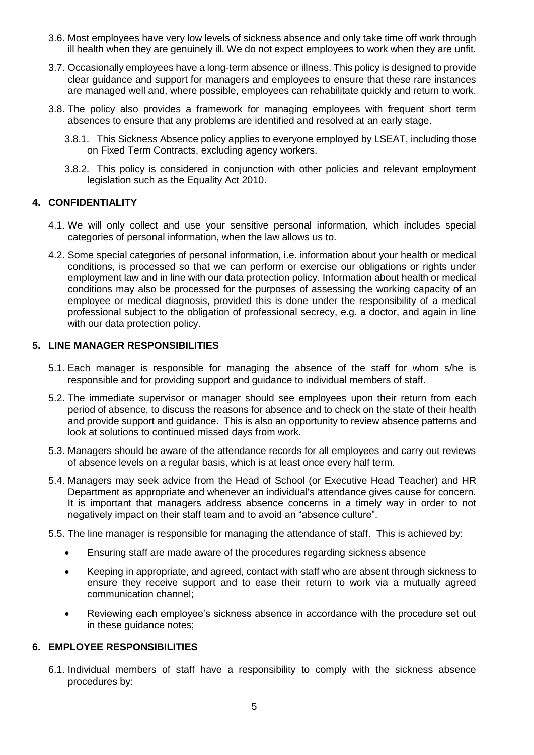3.6. Most employees have very low levels of sickness absence and only take time off work through ill health when they are genuinely ill. We do not expect employees to work when they are unfit.

3.7. Occasionally employees have a long-term absence or illness. This policy is designed to provide clear guidance and support for managers and employees to ensure that these rare instances are managed well and, where possible, employees can rehabilitate quickly and return to work.

3.8. The policy also provides a framework for managing employees with frequent short term absences to ensure that any problems are identified and resolved at an early stage.

3.8.1. This Sickness Absence policy applies to everyone employed by LSEAT, including those on Fixed Term Contracts, excluding agency workers.

3.8.2. This policy is considered in conjunction with other policies and relevant employment legislation such as the Equality Act 2010.

## 4. CONFIDENTIALITY

4.1. We will only collect and use your sensitive personal information, which includes special categories of personal information, when the law allows us to.

4.2. Some special categories of personal information, i.e. information about your health or medical conditions, is processed so that we can perform or exercise our obligations or rights under employment law and in line with our data protection policy. Information about health or medical conditions may also be processed for the purposes of assessing the working capacity of an employee or medical diagnosis, provided this is done under the responsibility of a medical professional subject to the obligation of professional secrecy, e.g. a doctor, and again in line with our data protection policy.

## 5. LINE MANAGER RESPONSIBILITIES

5.1. Each manager is responsible for managing the absence of the staff for whom s/he is responsible and for providing support and guidance to individual members of staff.

5.2. The immediate supervisor or manager should see employees upon their return from each period of absence, to discuss the reasons for absence and to check on the state of their health and provide support and guidance. This is also an opportunity to review absence patterns and look at solutions to continued missed days from work.

5.3. Managers should be aware of the attendance records for all employees and carry out reviews of absence levels on a regular basis, which is at least once every half term.

5.4. Managers may seek advice from the Head of School (or Executive Head Teacher) and HR Department as appropriate and whenever an individual's attendance gives cause for concern. It is important that managers address absence concerns in a timely way in order to not negatively impact on their staff team and to avoid an "absence culture".

5.5. The line manager is responsible for managing the attendance of staff. This is achieved by:

- Ensuring staff are made aware of the procedures regarding sickness absence
- Keeping in appropriate, and agreed, contact with staff who are absent through sickness to ensure they receive support and to ease their return to work via a mutually agreed communication channel;
- Reviewing each employee's sickness absence in accordance with the procedure set out in these guidance notes;

## 6. EMPLOYEE RESPONSIBILITIES

6.1. Individual members of staff have a responsibility to comply with the sickness absence procedures by: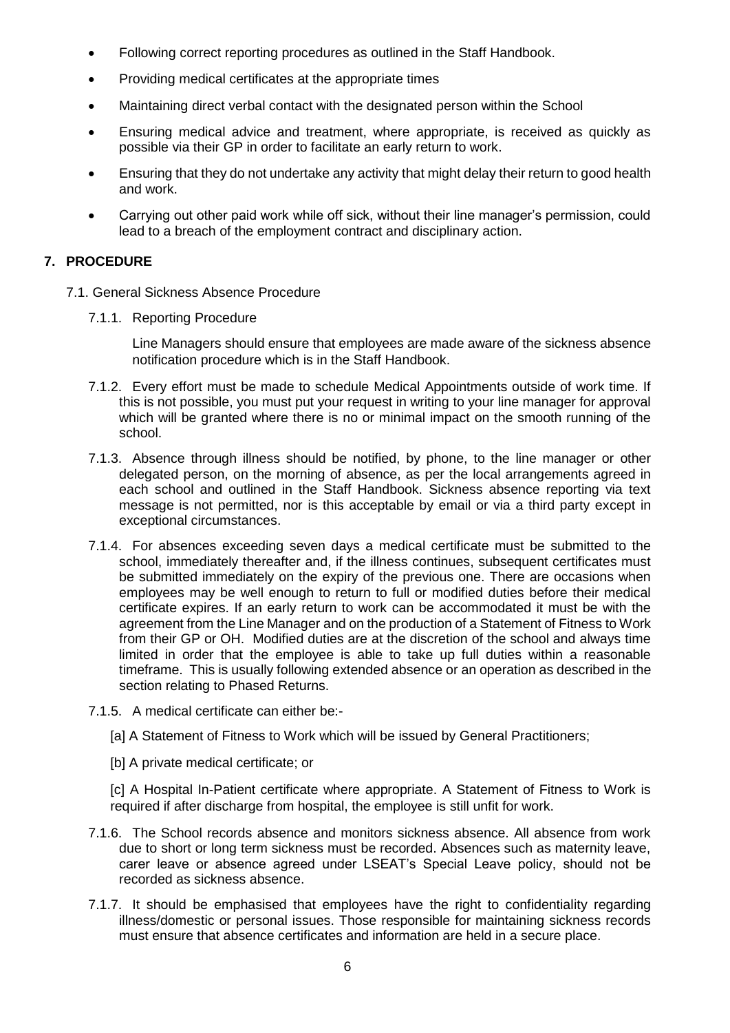- Following correct reporting procedures as outlined in the Staff Handbook.
- Providing medical certificates at the appropriate times
- Maintaining direct verbal contact with the designated person within the School
- Ensuring medical advice and treatment, where appropriate, is received as quickly as possible via their GP in order to facilitate an early return to work.
- Ensuring that they do not undertake any activity that might delay their return to good health and work.
- Carrying out other paid work while off sick, without their line manager's permission, could lead to a breach of the employment contract and disciplinary action.

## 7. PROCEDURE

7.1. General Sickness Absence Procedure

7.1.1. Reporting Procedure

Line Managers should ensure that employees are made aware of the sickness absence notification procedure which is in the Staff Handbook.

7.1.2. Every effort must be made to schedule Medical Appointments outside of work time. If this is not possible, you must put your request in writing to your line manager for approval which will be granted where there is no or minimal impact on the smooth running of the school.

7.1.3. Absence through illness should be notified, by phone, to the line manager or other delegated person, on the morning of absence, as per the local arrangements agreed in each school and outlined in the Staff Handbook. Sickness absence reporting via text message is not permitted, nor is this acceptable by email or via a third party except in exceptional circumstances.

7.1.4. For absences exceeding seven days a medical certificate must be submitted to the school, immediately thereafter and, if the illness continues, subsequent certificates must be submitted immediately on the expiry of the previous one. There are occasions when employees may be well enough to return to full or modified duties before their medical certificate expires. If an early return to work can be accommodated it must be with the agreement from the Line Manager and on the production of a Statement of Fitness to Work from their GP or OH. Modified duties are at the discretion of the school and always time limited in order that the employee is able to take up full duties within a reasonable timeframe. This is usually following extended absence or an operation as described in the section relating to Phased Returns.

7.1.5. A medical certificate can either be:-

[a] A Statement of Fitness to Work which will be issued by General Practitioners;

[b] A private medical certificate; or

[c] A Hospital In-Patient certificate where appropriate. A Statement of Fitness to Work is required if after discharge from hospital, the employee is still unfit for work.

7.1.6. The School records absence and monitors sickness absence. All absence from work due to short or long term sickness must be recorded. Absences such as maternity leave, carer leave or absence agreed under LSEAT's Special Leave policy, should not be recorded as sickness absence.

7.1.7. It should be emphasised that employees have the right to confidentiality regarding illness/domestic or personal issues. Those responsible for maintaining sickness records must ensure that absence certificates and information are held in a secure place.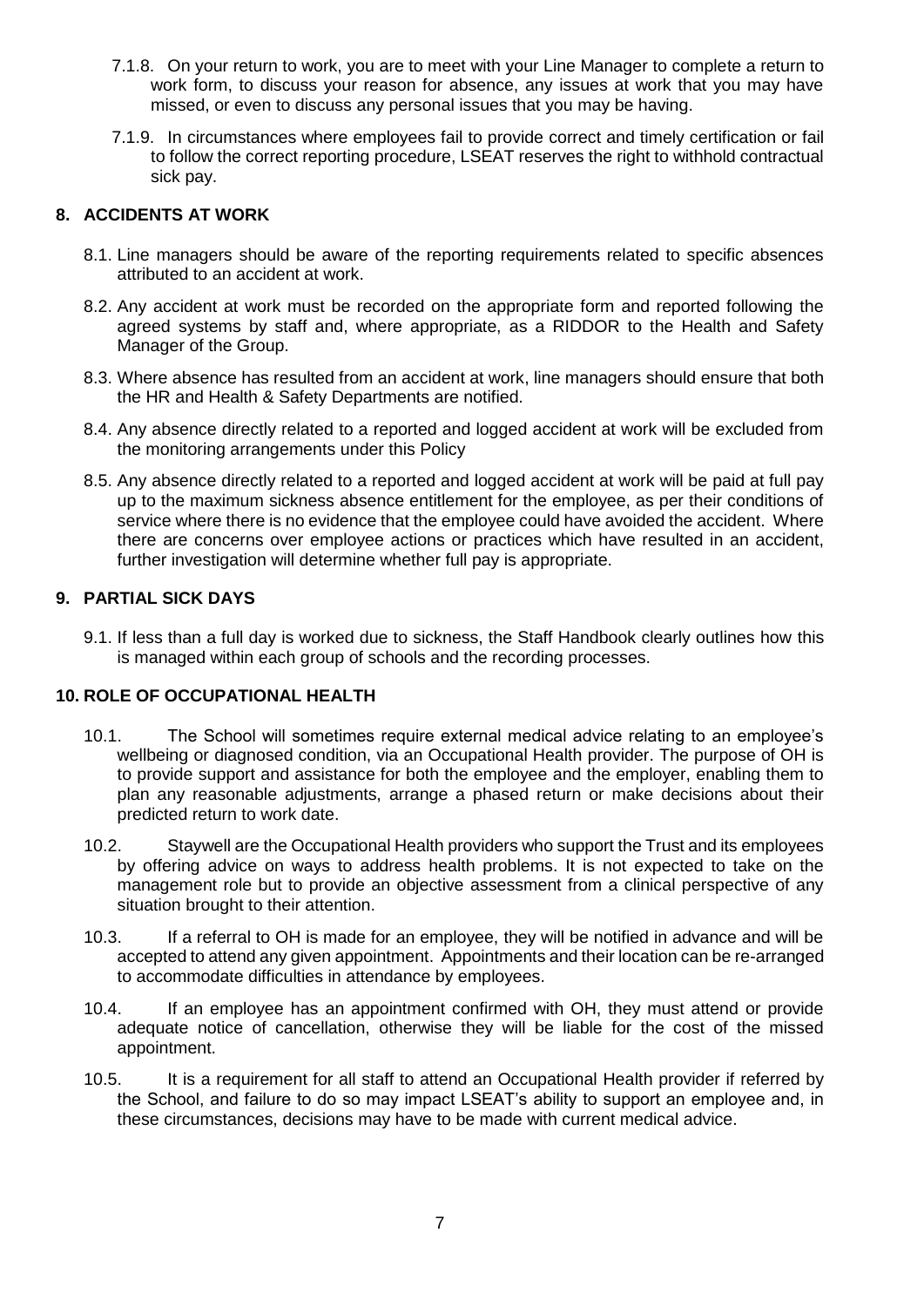7.1.8. On your return to work, you are to meet with your Line Manager to complete a return to work form, to discuss your reason for absence, any issues at work that you may have missed, or even to discuss any personal issues that you may be having.

7.1.9. In circumstances where employees fail to provide correct and timely certification or fail to follow the correct reporting procedure, LSEAT reserves the right to withhold contractual sick pay.

## 8. ACCIDENTS AT WORK

8.1. Line managers should be aware of the reporting requirements related to specific absences attributed to an accident at work.

8.2. Any accident at work must be recorded on the appropriate form and reported following the agreed systems by staff and, where appropriate, as a RIDDOR to the Health and Safety Manager of the Group.

8.3. Where absence has resulted from an accident at work, line managers should ensure that both the HR and Health & Safety Departments are notified.

8.4. Any absence directly related to a reported and logged accident at work will be excluded from the monitoring arrangements under this Policy

8.5. Any absence directly related to a reported and logged accident at work will be paid at full pay up to the maximum sickness absence entitlement for the employee, as per their conditions of service where there is no evidence that the employee could have avoided the accident. Where there are concerns over employee actions or practices which have resulted in an accident, further investigation will determine whether full pay is appropriate.

## 9. PARTIAL SICK DAYS

9.1. If less than a full day is worked due to sickness, the Staff Handbook clearly outlines how this is managed within each group of schools and the recording processes.

## 10. ROLE OF OCCUPATIONAL HEALTH

10.1. The School will sometimes require external medical advice relating to an employee's wellbeing or diagnosed condition, via an Occupational Health provider. The purpose of OH is to provide support and assistance for both the employee and the employer, enabling them to plan any reasonable adjustments, arrange a phased return or make decisions about their predicted return to work date.

10.2. Staywell are the Occupational Health providers who support the Trust and its employees by offering advice on ways to address health problems. It is not expected to take on the management role but to provide an objective assessment from a clinical perspective of any situation brought to their attention.

10.3. If a referral to OH is made for an employee, they will be notified in advance and will be accepted to attend any given appointment. Appointments and their location can be re-arranged to accommodate difficulties in attendance by employees.

10.4. If an employee has an appointment confirmed with OH, they must attend or provide adequate notice of cancellation, otherwise they will be liable for the cost of the missed appointment.

10.5. It is a requirement for all staff to attend an Occupational Health provider if referred by the School, and failure to do so may impact LSEAT's ability to support an employee and, in these circumstances, decisions may have to be made with current medical advice.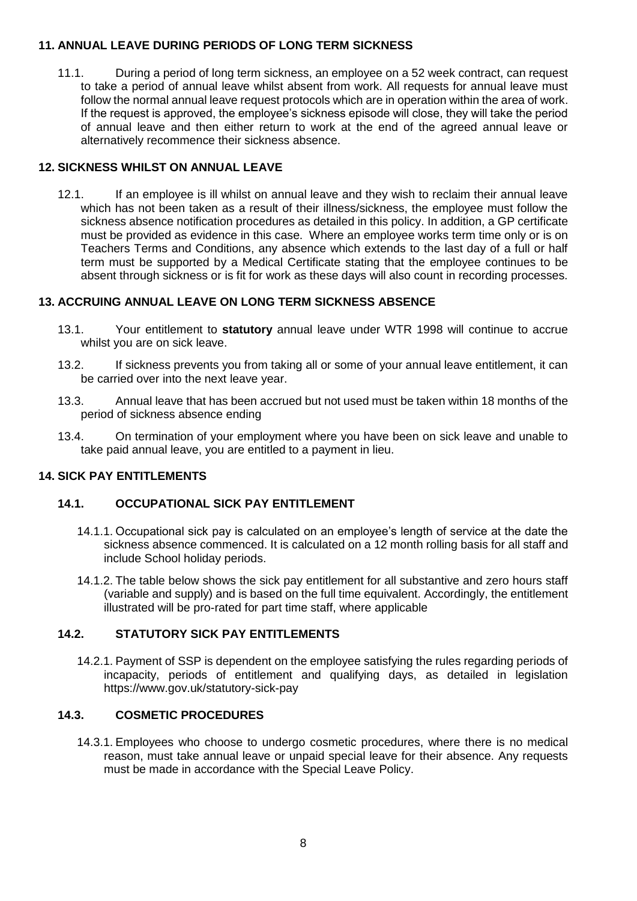## 11. ANNUAL LEAVE DURING PERIODS OF LONG TERM SICKNESS

11.1. During a period of long term sickness, an employee on a 52 week contract, can request to take a period of annual leave whilst absent from work. All requests for annual leave must follow the normal annual leave request protocols which are in operation within the area of work. If the request is approved, the employee's sickness episode will close, they will take the period of annual leave and then either return to work at the end of the agreed annual leave or alternatively recommence their sickness absence.

## 12. SICKNESS WHILST ON ANNUAL LEAVE

12.1. If an employee is ill whilst on annual leave and they wish to reclaim their annual leave which has not been taken as a result of their illness/sickness, the employee must follow the sickness absence notification procedures as detailed in this policy. In addition, a GP certificate must be provided as evidence in this case. Where an employee works term time only or is on Teachers Terms and Conditions, any absence which extends to the last day of a full or half term must be supported by a Medical Certificate stating that the employee continues to be absent through sickness or is fit for work as these days will also count in recording processes.

## 13. ACCRUING ANNUAL LEAVE ON LONG TERM SICKNESS ABSENCE

13.1. Your entitlement to **statutory** annual leave under WTR 1998 will continue to accrue whilst you are on sick leave.

13.2. If sickness prevents you from taking all or some of your annual leave entitlement, it can be carried over into the next leave year.

13.3. Annual leave that has been accrued but not used must be taken within 18 months of the period of sickness absence ending

13.4. On termination of your employment where you have been on sick leave and unable to take paid annual leave, you are entitled to a payment in lieu.

## 14. SICK PAY ENTITLEMENTS

### 14.1. OCCUPATIONAL SICK PAY ENTITLEMENT

14.1.1. Occupational sick pay is calculated on an employee's length of service at the date the sickness absence commenced. It is calculated on a 12 month rolling basis for all staff and include School holiday periods.

14.1.2. The table below shows the sick pay entitlement for all substantive and zero hours staff (variable and supply) and is based on the full time equivalent. Accordingly, the entitlement illustrated will be pro-rated for part time staff, where applicable

### 14.2. STATUTORY SICK PAY ENTITLEMENTS

14.2.1. Payment of SSP is dependent on the employee satisfying the rules regarding periods of incapacity, periods of entitlement and qualifying days, as detailed in legislation https://www.gov.uk/statutory-sick-pay

### 14.3. COSMETIC PROCEDURES

14.3.1. Employees who choose to undergo cosmetic procedures, where there is no medical reason, must take annual leave or unpaid special leave for their absence. Any requests must be made in accordance with the Special Leave Policy.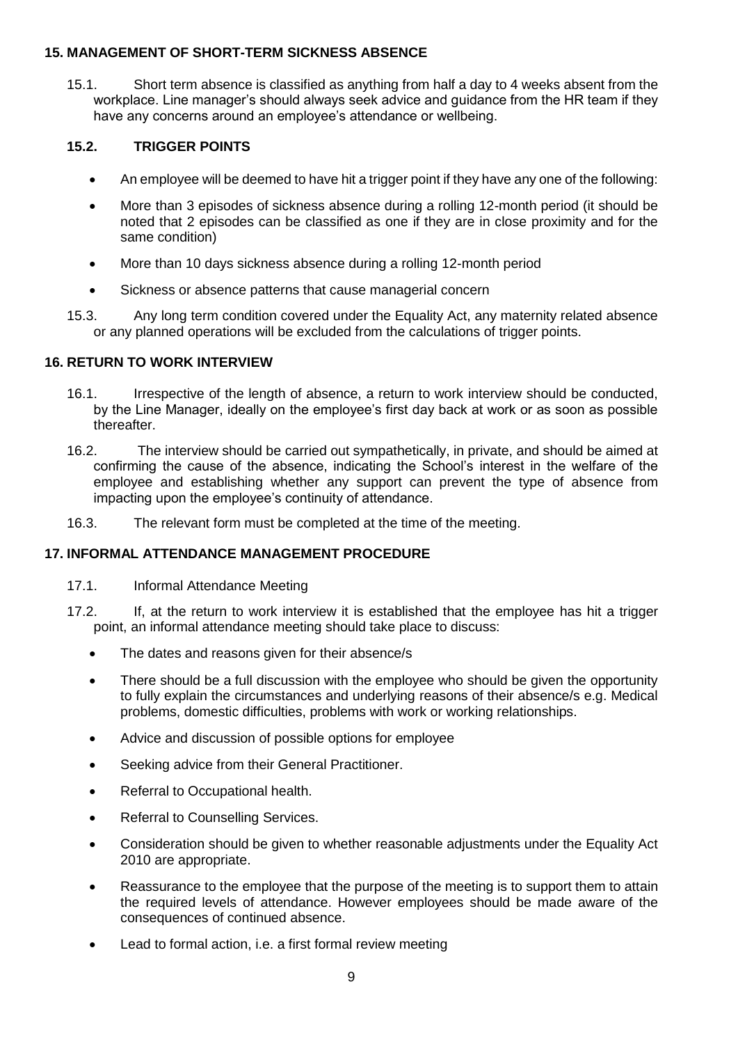## 15. MANAGEMENT OF SHORT-TERM SICKNESS ABSENCE

15.1. Short term absence is classified as anything from half a day to 4 weeks absent from the workplace. Line manager's should always seek advice and guidance from the HR team if they have any concerns around an employee's attendance or wellbeing.

### 15.2. TRIGGER POINTS

- An employee will be deemed to have hit a trigger point if they have any one of the following:
- More than 3 episodes of sickness absence during a rolling 12-month period (it should be noted that 2 episodes can be classified as one if they are in close proximity and for the same condition)
- More than 10 days sickness absence during a rolling 12-month period
- Sickness or absence patterns that cause managerial concern

15.3. Any long term condition covered under the Equality Act, any maternity related absence or any planned operations will be excluded from the calculations of trigger points.

## 16. RETURN TO WORK INTERVIEW

16.1. Irrespective of the length of absence, a return to work interview should be conducted, by the Line Manager, ideally on the employee's first day back at work or as soon as possible thereafter.

16.2. The interview should be carried out sympathetically, in private, and should be aimed at confirming the cause of the absence, indicating the School's interest in the welfare of the employee and establishing whether any support can prevent the type of absence from impacting upon the employee's continuity of attendance.

16.3. The relevant form must be completed at the time of the meeting.

## 17. INFORMAL ATTENDANCE MANAGEMENT PROCEDURE

17.1. Informal Attendance Meeting

17.2. If, at the return to work interview it is established that the employee has hit a trigger point, an informal attendance meeting should take place to discuss:

- The dates and reasons given for their absence/s
- There should be a full discussion with the employee who should be given the opportunity to fully explain the circumstances and underlying reasons of their absence/s e.g. Medical problems, domestic difficulties, problems with work or working relationships.
- Advice and discussion of possible options for employee
- Seeking advice from their General Practitioner.
- Referral to Occupational health.
- Referral to Counselling Services.
- Consideration should be given to whether reasonable adjustments under the Equality Act 2010 are appropriate.
- Reassurance to the employee that the purpose of the meeting is to support them to attain the required levels of attendance. However employees should be made aware of the consequences of continued absence.
- Lead to formal action, i.e. a first formal review meeting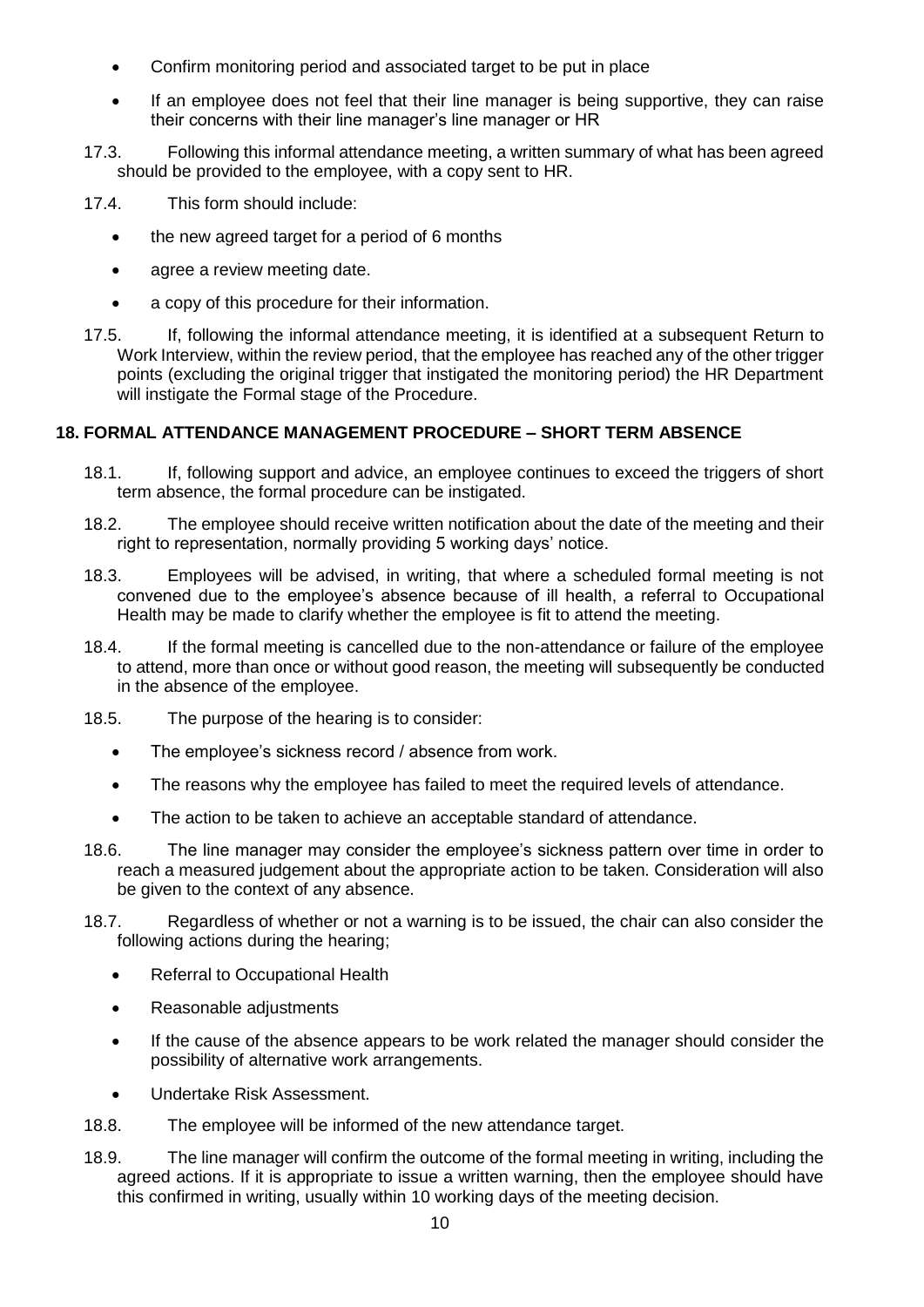- Confirm monitoring period and associated target to be put in place
- If an employee does not feel that their line manager is being supportive, they can raise their concerns with their line manager's line manager or HR

17.3. Following this informal attendance meeting, a written summary of what has been agreed should be provided to the employee, with a copy sent to HR.

17.4. This form should include:

- the new agreed target for a period of 6 months
- agree a review meeting date.
- a copy of this procedure for their information.

17.5. If, following the informal attendance meeting, it is identified at a subsequent Return to Work Interview, within the review period, that the employee has reached any of the other trigger points (excluding the original trigger that instigated the monitoring period) the HR Department will instigate the Formal stage of the Procedure.

## 18. FORMAL ATTENDANCE MANAGEMENT PROCEDURE – SHORT TERM ABSENCE

18.1. If, following support and advice, an employee continues to exceed the triggers of short term absence, the formal procedure can be instigated.

18.2. The employee should receive written notification about the date of the meeting and their right to representation, normally providing 5 working days' notice.

18.3. Employees will be advised, in writing, that where a scheduled formal meeting is not convened due to the employee's absence because of ill health, a referral to Occupational Health may be made to clarify whether the employee is fit to attend the meeting.

18.4. If the formal meeting is cancelled due to the non-attendance or failure of the employee to attend, more than once or without good reason, the meeting will subsequently be conducted in the absence of the employee.

18.5. The purpose of the hearing is to consider:

- The employee's sickness record / absence from work.
- The reasons why the employee has failed to meet the required levels of attendance.
- The action to be taken to achieve an acceptable standard of attendance.

18.6. The line manager may consider the employee's sickness pattern over time in order to reach a measured judgement about the appropriate action to be taken. Consideration will also be given to the context of any absence.

18.7. Regardless of whether or not a warning is to be issued, the chair can also consider the following actions during the hearing;

- Referral to Occupational Health
- Reasonable adjustments
- If the cause of the absence appears to be work related the manager should consider the possibility of alternative work arrangements.
- Undertake Risk Assessment.

18.8. The employee will be informed of the new attendance target.

18.9. The line manager will confirm the outcome of the formal meeting in writing, including the agreed actions. If it is appropriate to issue a written warning, then the employee should have this confirmed in writing, usually within 10 working days of the meeting decision.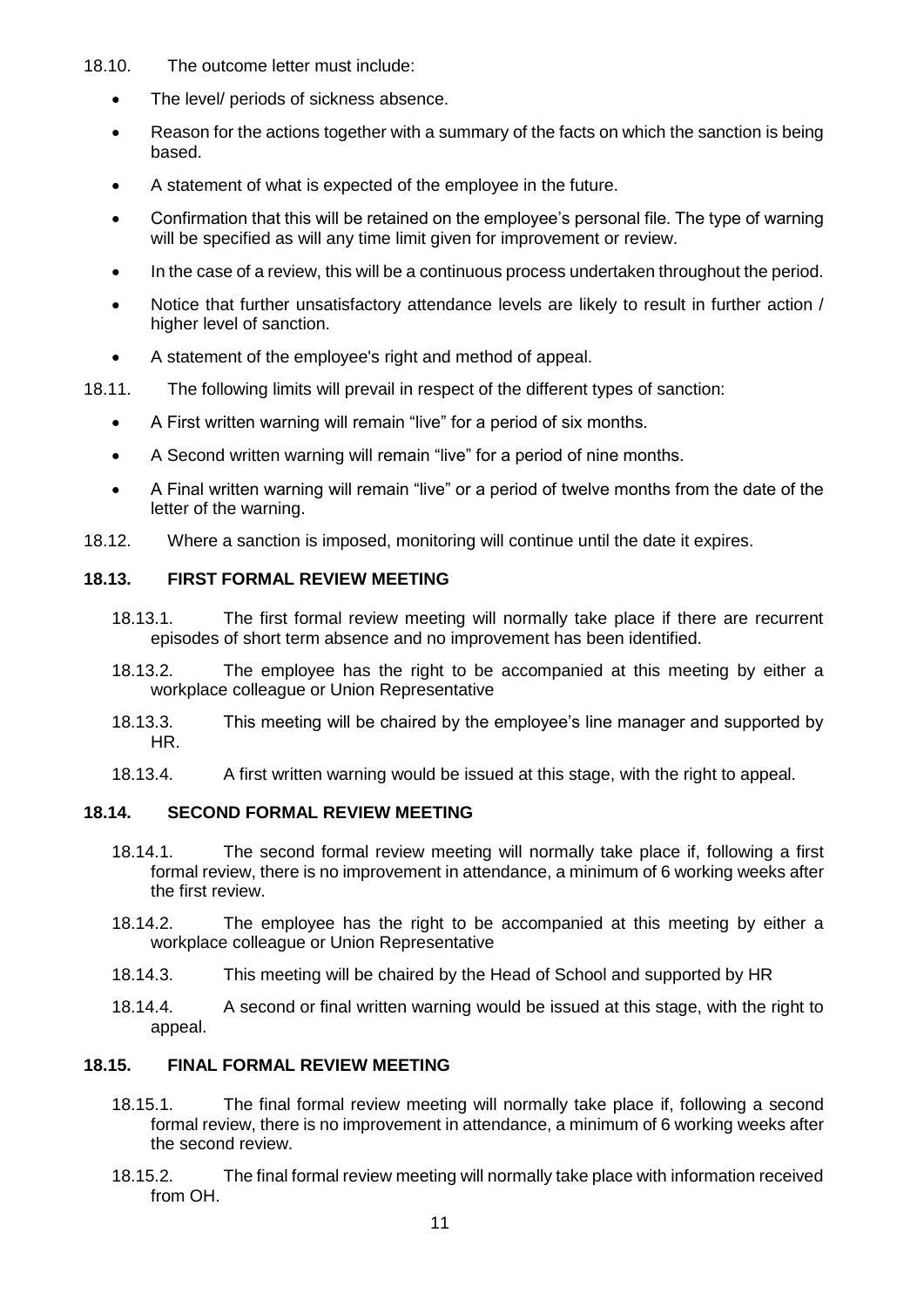18.10. The outcome letter must include:

- The level/ periods of sickness absence.
- Reason for the actions together with a summary of the facts on which the sanction is being based.
- A statement of what is expected of the employee in the future.
- Confirmation that this will be retained on the employee's personal file. The type of warning will be specified as will any time limit given for improvement or review.
- In the case of a review, this will be a continuous process undertaken throughout the period.
- Notice that further unsatisfactory attendance levels are likely to result in further action / higher level of sanction.
- A statement of the employee's right and method of appeal.

18.11. The following limits will prevail in respect of the different types of sanction:

- A First written warning will remain "live" for a period of six months.
- A Second written warning will remain "live" for a period of nine months.
- A Final written warning will remain "live" or a period of twelve months from the date of the letter of the warning.

18.12. Where a sanction is imposed, monitoring will continue until the date it expires.

### 18.13. FIRST FORMAL REVIEW MEETING

18.13.1. The first formal review meeting will normally take place if there are recurrent episodes of short term absence and no improvement has been identified.

18.13.2. The employee has the right to be accompanied at this meeting by either a workplace colleague or Union Representative

18.13.3. This meeting will be chaired by the employee's line manager and supported by HR.

18.13.4. A first written warning would be issued at this stage, with the right to appeal.

### 18.14. SECOND FORMAL REVIEW MEETING

18.14.1. The second formal review meeting will normally take place if, following a first formal review, there is no improvement in attendance, a minimum of 6 working weeks after the first review.

18.14.2. The employee has the right to be accompanied at this meeting by either a workplace colleague or Union Representative

18.14.3. This meeting will be chaired by the Head of School and supported by HR

18.14.4. A second or final written warning would be issued at this stage, with the right to appeal.

### 18.15. FINAL FORMAL REVIEW MEETING

18.15.1. The final formal review meeting will normally take place if, following a second formal review, there is no improvement in attendance, a minimum of 6 working weeks after the second review.

18.15.2. The final formal review meeting will normally take place with information received from OH.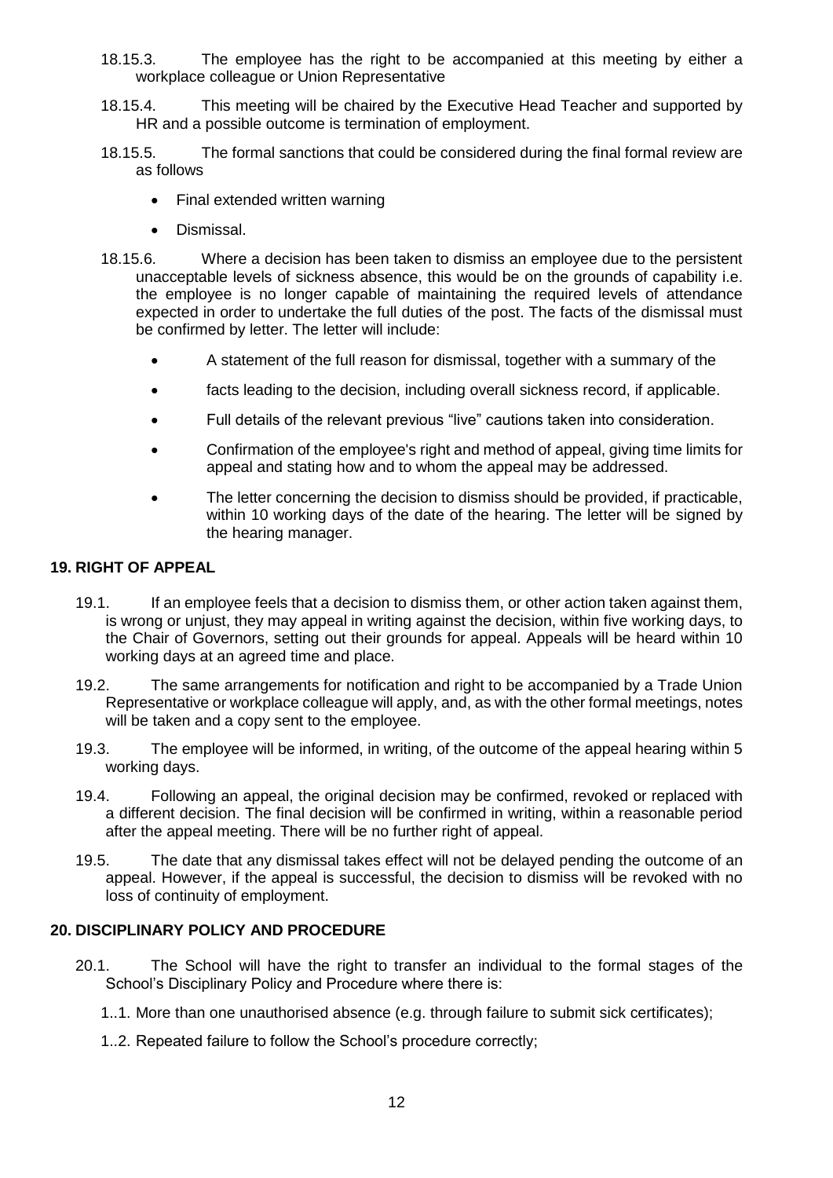18.15.3. The employee has the right to be accompanied at this meeting by either a workplace colleague or Union Representative

18.15.4. This meeting will be chaired by the Executive Head Teacher and supported by HR and a possible outcome is termination of employment.

18.15.5. The formal sanctions that could be considered during the final formal review are as follows

- Final extended written warning
- Dismissal.

18.15.6. Where a decision has been taken to dismiss an employee due to the persistent unacceptable levels of sickness absence, this would be on the grounds of capability i.e. the employee is no longer capable of maintaining the required levels of attendance expected in order to undertake the full duties of the post. The facts of the dismissal must be confirmed by letter. The letter will include:

- A statement of the full reason for dismissal, together with a summary of the
- facts leading to the decision, including overall sickness record, if applicable.
- Full details of the relevant previous "live" cautions taken into consideration.
- Confirmation of the employee's right and method of appeal, giving time limits for appeal and stating how and to whom the appeal may be addressed.
- The letter concerning the decision to dismiss should be provided, if practicable, within 10 working days of the date of the hearing. The letter will be signed by the hearing manager.

## 19. RIGHT OF APPEAL

19.1. If an employee feels that a decision to dismiss them, or other action taken against them, is wrong or unjust, they may appeal in writing against the decision, within five working days, to the Chair of Governors, setting out their grounds for appeal. Appeals will be heard within 10 working days at an agreed time and place.

19.2. The same arrangements for notification and right to be accompanied by a Trade Union Representative or workplace colleague will apply, and, as with the other formal meetings, notes will be taken and a copy sent to the employee.

19.3. The employee will be informed, in writing, of the outcome of the appeal hearing within 5 working days.

19.4. Following an appeal, the original decision may be confirmed, revoked or replaced with a different decision. The final decision will be confirmed in writing, within a reasonable period after the appeal meeting. There will be no further right of appeal.

19.5. The date that any dismissal takes effect will not be delayed pending the outcome of an appeal. However, if the appeal is successful, the decision to dismiss will be revoked with no loss of continuity of employment.

## 20. DISCIPLINARY POLICY AND PROCEDURE

20.1. The School will have the right to transfer an individual to the formal stages of the School's Disciplinary Policy and Procedure where there is:

1..1. More than one unauthorised absence (e.g. through failure to submit sick certificates);

1..2. Repeated failure to follow the School's procedure correctly;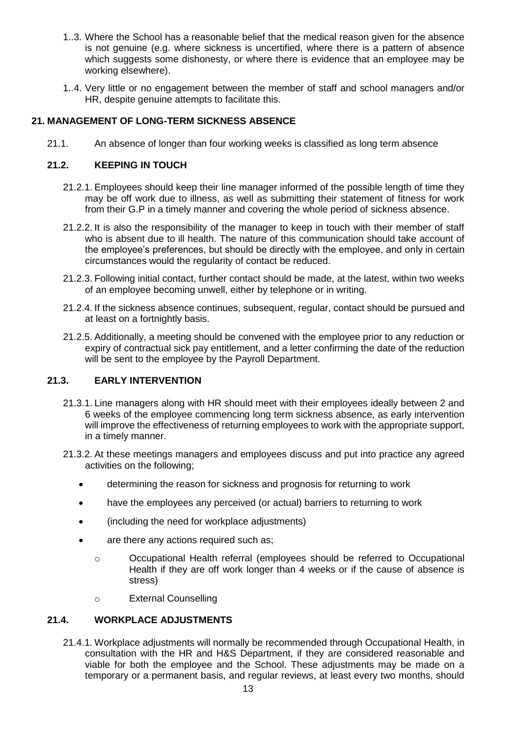1..3. Where the School has a reasonable belief that the medical reason given for the absence is not genuine (e.g. where sickness is uncertified, where there is a pattern of absence which suggests some dishonesty, or where there is evidence that an employee may be working elsewhere).

1..4. Very little or no engagement between the member of staff and school managers and/or HR, despite genuine attempts to facilitate this.

## 21. MANAGEMENT OF LONG-TERM SICKNESS ABSENCE

21.1. An absence of longer than four working weeks is classified as long term absence

### 21.2. KEEPING IN TOUCH

21.2.1. Employees should keep their line manager informed of the possible length of time they may be off work due to illness, as well as submitting their statement of fitness for work from their G.P in a timely manner and covering the whole period of sickness absence.

21.2.2. It is also the responsibility of the manager to keep in touch with their member of staff who is absent due to ill health. The nature of this communication should take account of the employee's preferences, but should be directly with the employee, and only in certain circumstances would the regularity of contact be reduced.

21.2.3. Following initial contact, further contact should be made, at the latest, within two weeks of an employee becoming unwell, either by telephone or in writing.

21.2.4. If the sickness absence continues, subsequent, regular, contact should be pursued and at least on a fortnightly basis.

21.2.5. Additionally, a meeting should be convened with the employee prior to any reduction or expiry of contractual sick pay entitlement, and a letter confirming the date of the reduction will be sent to the employee by the Payroll Department.

### 21.3. EARLY INTERVENTION

21.3.1. Line managers along with HR should meet with their employees ideally between 2 and 6 weeks of the employee commencing long term sickness absence, as early intervention will improve the effectiveness of returning employees to work with the appropriate support, in a timely manner.

21.3.2. At these meetings managers and employees discuss and put into practice any agreed activities on the following;

- determining the reason for sickness and prognosis for returning to work
- have the employees any perceived (or actual) barriers to returning to work
- (including the need for workplace adjustments)
- are there any actions required such as;
  - Occupational Health referral (employees should be referred to Occupational Health if they are off work longer than 4 weeks or if the cause of absence is stress)
  - External Counselling

### 21.4. WORKPLACE ADJUSTMENTS

21.4.1. Workplace adjustments will normally be recommended through Occupational Health, in consultation with the HR and H&S Department, if they are considered reasonable and viable for both the employee and the School. These adjustments may be made on a temporary or a permanent basis, and regular reviews, at least every two months, should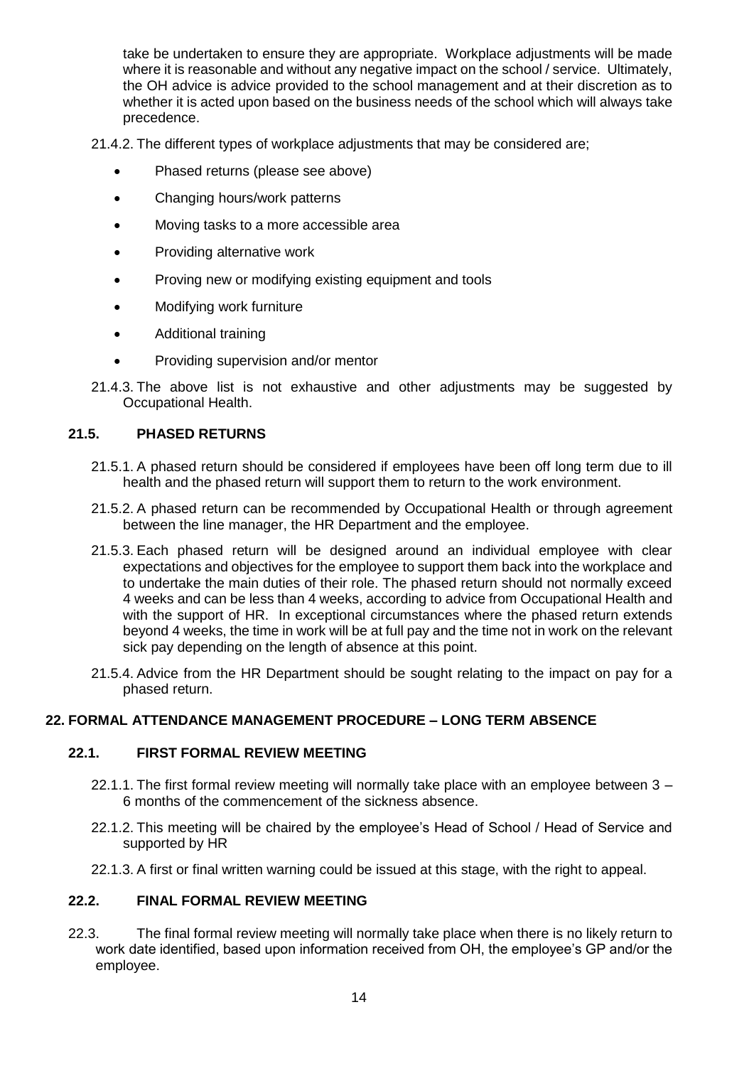take be undertaken to ensure they are appropriate. Workplace adjustments will be made where it is reasonable and without any negative impact on the school / service. Ultimately, the OH advice is advice provided to the school management and at their discretion as to whether it is acted upon based on the business needs of the school which will always take precedence.

21.4.2. The different types of workplace adjustments that may be considered are;

- Phased returns (please see above)
- Changing hours/work patterns
- Moving tasks to a more accessible area
- Providing alternative work
- Proving new or modifying existing equipment and tools
- Modifying work furniture
- Additional training
- Providing supervision and/or mentor

21.4.3. The above list is not exhaustive and other adjustments may be suggested by Occupational Health.

### 21.5. PHASED RETURNS

21.5.1. A phased return should be considered if employees have been off long term due to ill health and the phased return will support them to return to the work environment.

21.5.2. A phased return can be recommended by Occupational Health or through agreement between the line manager, the HR Department and the employee.

21.5.3. Each phased return will be designed around an individual employee with clear expectations and objectives for the employee to support them back into the workplace and to undertake the main duties of their role. The phased return should not normally exceed 4 weeks and can be less than 4 weeks, according to advice from Occupational Health and with the support of HR. In exceptional circumstances where the phased return extends beyond 4 weeks, the time in work will be at full pay and the time not in work on the relevant sick pay depending on the length of absence at this point.

21.5.4. Advice from the HR Department should be sought relating to the impact on pay for a phased return.

## 22. FORMAL ATTENDANCE MANAGEMENT PROCEDURE – LONG TERM ABSENCE

### 22.1. FIRST FORMAL REVIEW MEETING

22.1.1. The first formal review meeting will normally take place with an employee between 3 – 6 months of the commencement of the sickness absence.

22.1.2. This meeting will be chaired by the employee's Head of School / Head of Service and supported by HR

22.1.3. A first or final written warning could be issued at this stage, with the right to appeal.

### 22.2. FINAL FORMAL REVIEW MEETING

22.3. The final formal review meeting will normally take place when there is no likely return to work date identified, based upon information received from OH, the employee's GP and/or the employee.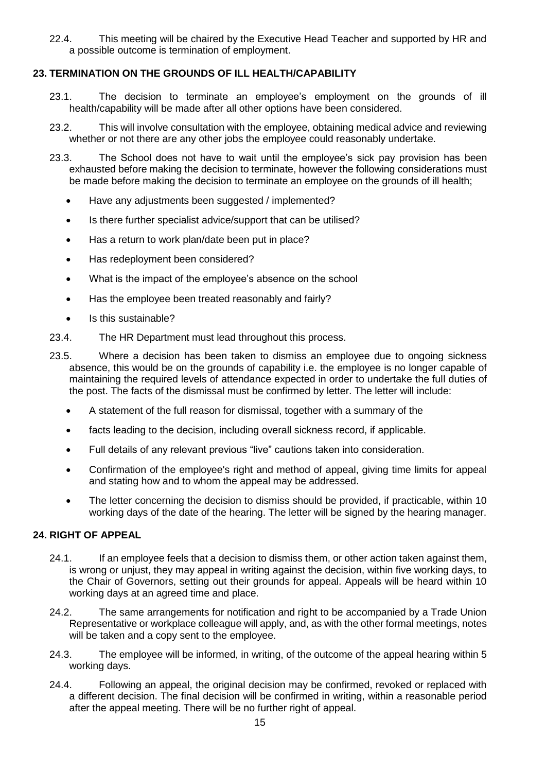22.4. This meeting will be chaired by the Executive Head Teacher and supported by HR and a possible outcome is termination of employment.

## 23. TERMINATION ON THE GROUNDS OF ILL HEALTH/CAPABILITY

23.1. The decision to terminate an employee's employment on the grounds of ill health/capability will be made after all other options have been considered.

23.2. This will involve consultation with the employee, obtaining medical advice and reviewing whether or not there are any other jobs the employee could reasonably undertake.

23.3. The School does not have to wait until the employee's sick pay provision has been exhausted before making the decision to terminate, however the following considerations must be made before making the decision to terminate an employee on the grounds of ill health;

- Have any adjustments been suggested / implemented?
- Is there further specialist advice/support that can be utilised?
- Has a return to work plan/date been put in place?
- Has redeployment been considered?
- What is the impact of the employee's absence on the school
- Has the employee been treated reasonably and fairly?
- Is this sustainable?

23.4. The HR Department must lead throughout this process.

23.5. Where a decision has been taken to dismiss an employee due to ongoing sickness absence, this would be on the grounds of capability i.e. the employee is no longer capable of maintaining the required levels of attendance expected in order to undertake the full duties of the post. The facts of the dismissal must be confirmed by letter. The letter will include:

- A statement of the full reason for dismissal, together with a summary of the
- facts leading to the decision, including overall sickness record, if applicable.
- Full details of any relevant previous "live" cautions taken into consideration.
- Confirmation of the employee's right and method of appeal, giving time limits for appeal and stating how and to whom the appeal may be addressed.
- The letter concerning the decision to dismiss should be provided, if practicable, within 10 working days of the date of the hearing. The letter will be signed by the hearing manager.

## 24. RIGHT OF APPEAL

24.1. If an employee feels that a decision to dismiss them, or other action taken against them, is wrong or unjust, they may appeal in writing against the decision, within five working days, to the Chair of Governors, setting out their grounds for appeal. Appeals will be heard within 10 working days at an agreed time and place.

24.2. The same arrangements for notification and right to be accompanied by a Trade Union Representative or workplace colleague will apply, and, as with the other formal meetings, notes will be taken and a copy sent to the employee.

24.3. The employee will be informed, in writing, of the outcome of the appeal hearing within 5 working days.

24.4. Following an appeal, the original decision may be confirmed, revoked or replaced with a different decision. The final decision will be confirmed in writing, within a reasonable period after the appeal meeting. There will be no further right of appeal.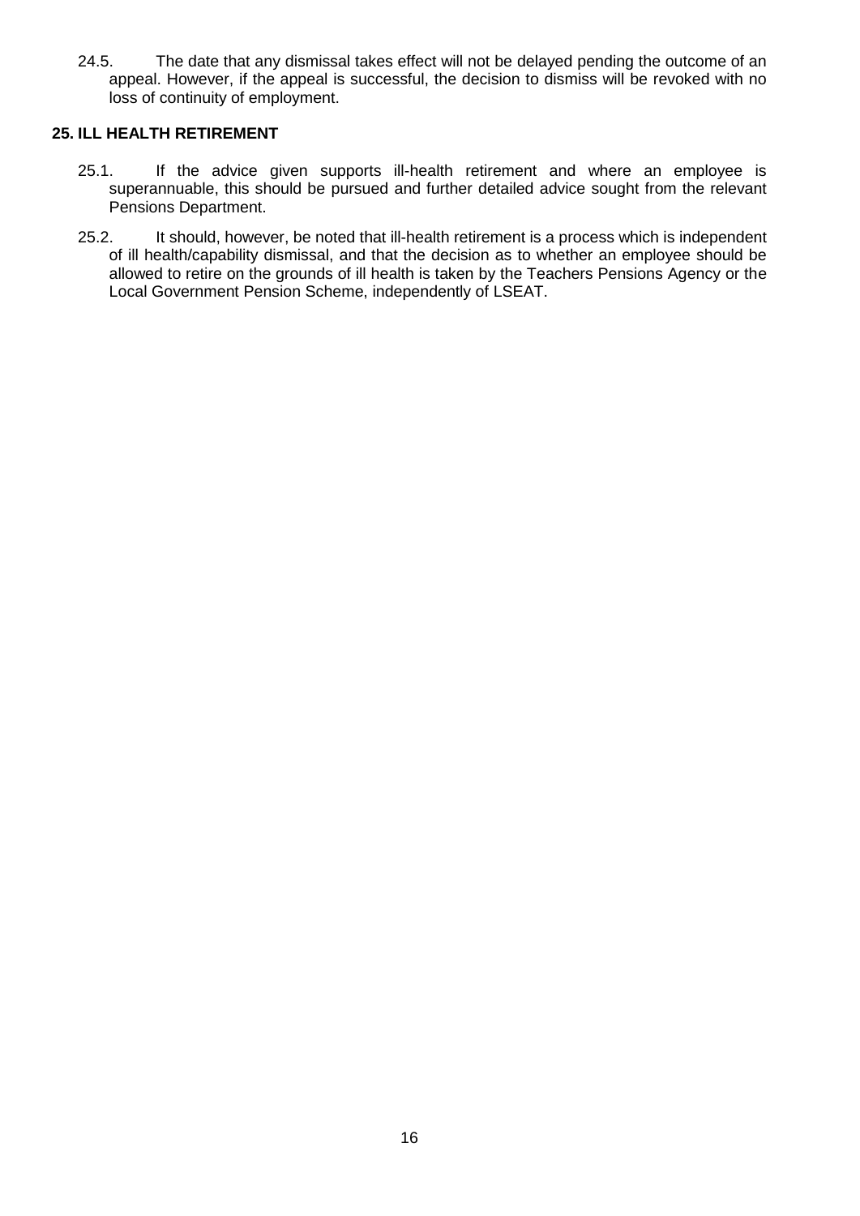24.5. The date that any dismissal takes effect will not be delayed pending the outcome of an appeal. However, if the appeal is successful, the decision to dismiss will be revoked with no loss of continuity of employment.

## 25. ILL HEALTH RETIREMENT

25.1. If the advice given supports ill-health retirement and where an employee is superannuable, this should be pursued and further detailed advice sought from the relevant Pensions Department.

25.2. It should, however, be noted that ill-health retirement is a process which is independent of ill health/capability dismissal, and that the decision as to whether an employee should be allowed to retire on the grounds of ill health is taken by the Teachers Pensions Agency or the Local Government Pension Scheme, independently of LSEAT.